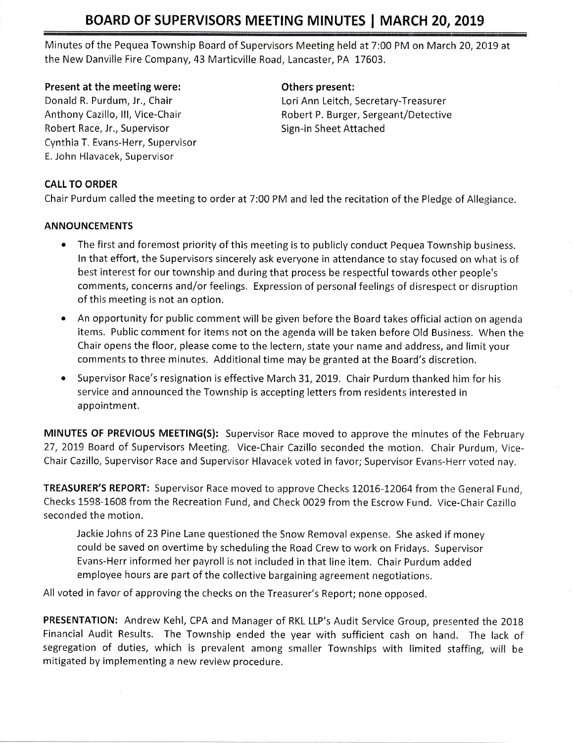# BOARD OF SUPERVISORS MEETING MINUTES | MARCH 20, 2019

Minutes of the Pequea Township Board of Supervisors Meeting held at 7:00 PM on March 20, 2019 at the New Danville Fire Company, 43 Marticville Road, Lancaster, PA 17603.

**Present at the meeting were:**
Donald R. Purdum, Jr., Chair
Anthony Cazillo, III, Vice-Chair
Robert Race, Jr., Supervisor
Cynthia T. Evans-Herr, Supervisor
E. John Hlavacek, Supervisor

**Others present:**
Lori Ann Leitch, Secretary-Treasurer
Robert P. Burger, Sergeant/Detective
Sign-in Sheet Attached

**CALL TO ORDER**

Chair Purdum called the meeting to order at 7:00 PM and led the recitation of the Pledge of Allegiance.

**ANNOUNCEMENTS**

- The first and foremost priority of this meeting is to publicly conduct Pequea Township business. In that effort, the Supervisors sincerely ask everyone in attendance to stay focused on what is of best interest for our township and during that process be respectful towards other people's comments, concerns and/or feelings. Expression of personal feelings of disrespect or disruption of this meeting is not an option.
- An opportunity for public comment will be given before the Board takes official action on agenda items. Public comment for items not on the agenda will be taken before Old Business. When the Chair opens the floor, please come to the lectern, state your name and address, and limit your comments to three minutes. Additional time may be granted at the Board's discretion.
- Supervisor Race's resignation is effective March 31, 2019. Chair Purdum thanked him for his service and announced the Township is accepting letters from residents interested in appointment.

**MINUTES OF PREVIOUS MEETING(S):** Supervisor Race moved to approve the minutes of the February 27, 2019 Board of Supervisors Meeting. Vice-Chair Cazillo seconded the motion. Chair Purdum, Vice-Chair Cazillo, Supervisor Race and Supervisor Hlavacek voted in favor; Supervisor Evans-Herr voted nay.

**TREASURER'S REPORT:** Supervisor Race moved to approve Checks 12016-12064 from the General Fund, Checks 1598-1608 from the Recreation Fund, and Check 0029 from the Escrow Fund. Vice-Chair Cazillo seconded the motion.

> Jackie Johns of 23 Pine Lane questioned the Snow Removal expense. She asked if money could be saved on overtime by scheduling the Road Crew to work on Fridays. Supervisor Evans-Herr informed her payroll is not included in that line item. Chair Purdum added employee hours are part of the collective bargaining agreement negotiations.

All voted in favor of approving the checks on the Treasurer's Report; none opposed.

**PRESENTATION:** Andrew Kehl, CPA and Manager of RKL LLP's Audit Service Group, presented the 2018 Financial Audit Results. The Township ended the year with sufficient cash on hand. The lack of segregation of duties, which is prevalent among smaller Townships with limited staffing, will be mitigated by implementing a new review procedure.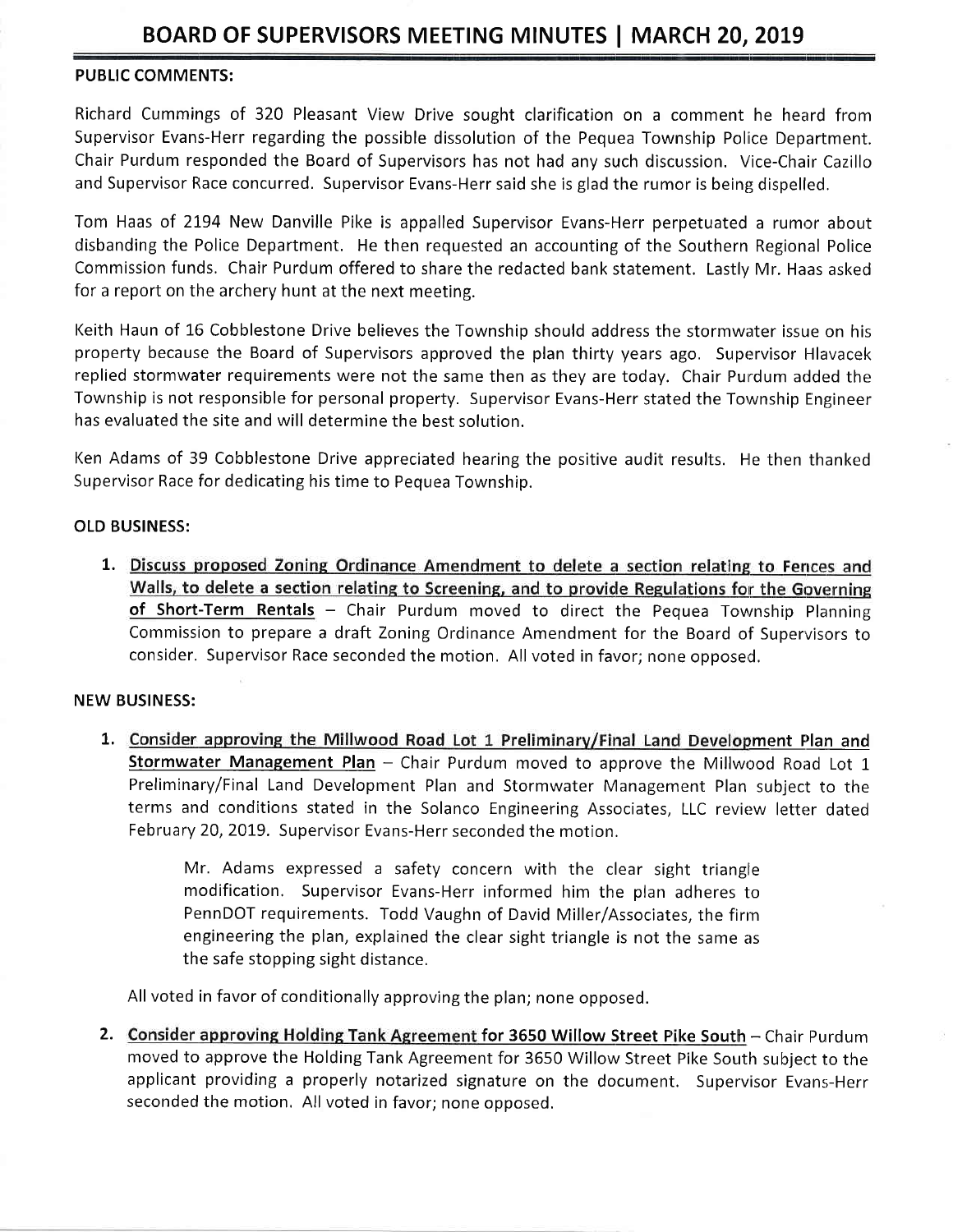# BOARD OF SUPERVISORS MEETING MINUTES | MARCH 20, 2019

**PUBLIC COMMENTS:**

Richard Cummings of 320 Pleasant View Drive sought clarification on a comment he heard from Supervisor Evans-Herr regarding the possible dissolution of the Pequea Township Police Department. Chair Purdum responded the Board of Supervisors has not had any such discussion. Vice-Chair Cazillo and Supervisor Race concurred. Supervisor Evans-Herr said she is glad the rumor is being dispelled.

Tom Haas of 2194 New Danville Pike is appalled Supervisor Evans-Herr perpetuated a rumor about disbanding the Police Department. He then requested an accounting of the Southern Regional Police Commission funds. Chair Purdum offered to share the redacted bank statement. Lastly Mr. Haas asked for a report on the archery hunt at the next meeting.

Keith Haun of 16 Cobblestone Drive believes the Township should address the stormwater issue on his property because the Board of Supervisors approved the plan thirty years ago. Supervisor Hlavacek replied stormwater requirements were not the same then as they are today. Chair Purdum added the Township is not responsible for personal property. Supervisor Evans-Herr stated the Township Engineer has evaluated the site and will determine the best solution.

Ken Adams of 39 Cobblestone Drive appreciated hearing the positive audit results. He then thanked Supervisor Race for dedicating his time to Pequea Township.

**OLD BUSINESS:**

1. **Discuss proposed Zoning Ordinance Amendment to delete a section relating to Fences and Walls, to delete a section relating to Screening, and to provide Regulations for the Governing of Short-Term Rentals** – Chair Purdum moved to direct the Pequea Township Planning Commission to prepare a draft Zoning Ordinance Amendment for the Board of Supervisors to consider. Supervisor Race seconded the motion. All voted in favor; none opposed.

**NEW BUSINESS:**

1. **Consider approving the Millwood Road Lot 1 Preliminary/Final Land Development Plan and Stormwater Management Plan** – Chair Purdum moved to approve the Millwood Road Lot 1 Preliminary/Final Land Development Plan and Stormwater Management Plan subject to the terms and conditions stated in the Solanco Engineering Associates, LLC review letter dated February 20, 2019. Supervisor Evans-Herr seconded the motion.

   > Mr. Adams expressed a safety concern with the clear sight triangle modification. Supervisor Evans-Herr informed him the plan adheres to PennDOT requirements. Todd Vaughn of David Miller/Associates, the firm engineering the plan, explained the clear sight triangle is not the same as the safe stopping sight distance.

   All voted in favor of conditionally approving the plan; none opposed.

2. **Consider approving Holding Tank Agreement for 3650 Willow Street Pike South** – Chair Purdum moved to approve the Holding Tank Agreement for 3650 Willow Street Pike South subject to the applicant providing a properly notarized signature on the document. Supervisor Evans-Herr seconded the motion. All voted in favor; none opposed.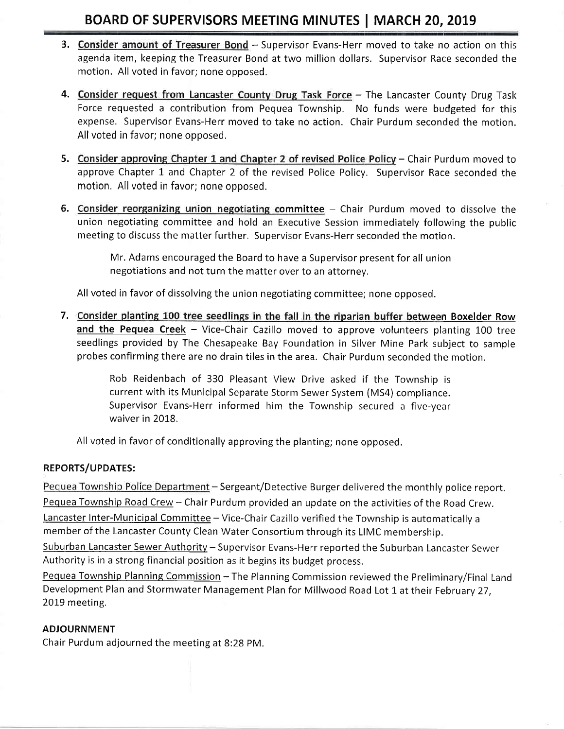3. **Consider amount of Treasurer Bond** – Supervisor Evans-Herr moved to take no action on this agenda item, keeping the Treasurer Bond at two million dollars. Supervisor Race seconded the motion. All voted in favor; none opposed.

4. **Consider request from Lancaster County Drug Task Force** – The Lancaster County Drug Task Force requested a contribution from Pequea Township. No funds were budgeted for this expense. Supervisor Evans-Herr moved to take no action. Chair Purdum seconded the motion. All voted in favor; none opposed.

5. **Consider approving Chapter 1 and Chapter 2 of revised Police Policy** – Chair Purdum moved to approve Chapter 1 and Chapter 2 of the revised Police Policy. Supervisor Race seconded the motion. All voted in favor; none opposed.

6. **Consider reorganizing union negotiating committee** – Chair Purdum moved to dissolve the union negotiating committee and hold an Executive Session immediately following the public meeting to discuss the matter further. Supervisor Evans-Herr seconded the motion.

   > Mr. Adams encouraged the Board to have a Supervisor present for all union negotiations and not turn the matter over to an attorney.

   All voted in favor of dissolving the union negotiating committee; none opposed.

7. **Consider planting 100 tree seedlings in the fall in the riparian buffer between Boxelder Row and the Pequea Creek** – Vice-Chair Cazillo moved to approve volunteers planting 100 tree seedlings provided by The Chesapeake Bay Foundation in Silver Mine Park subject to sample probes confirming there are no drain tiles in the area. Chair Purdum seconded the motion.

   > Rob Reidenbach of 330 Pleasant View Drive asked if the Township is current with its Municipal Separate Storm Sewer System (MS4) compliance. Supervisor Evans-Herr informed him the Township secured a five-year waiver in 2018.

   All voted in favor of conditionally approving the planting; none opposed.

## REPORTS/UPDATES:

Pequea Township Police Department – Sergeant/Detective Burger delivered the monthly police report.

Pequea Township Road Crew – Chair Purdum provided an update on the activities of the Road Crew.

Lancaster Inter-Municipal Committee – Vice-Chair Cazillo verified the Township is automatically a member of the Lancaster County Clean Water Consortium through its LIMC membership.

Suburban Lancaster Sewer Authority – Supervisor Evans-Herr reported the Suburban Lancaster Sewer Authority is in a strong financial position as it begins its budget process.

Pequea Township Planning Commission – The Planning Commission reviewed the Preliminary/Final Land Development Plan and Stormwater Management Plan for Millwood Road Lot 1 at their February 27, 2019 meeting.

## ADJOURNMENT

Chair Purdum adjourned the meeting at 8:28 PM.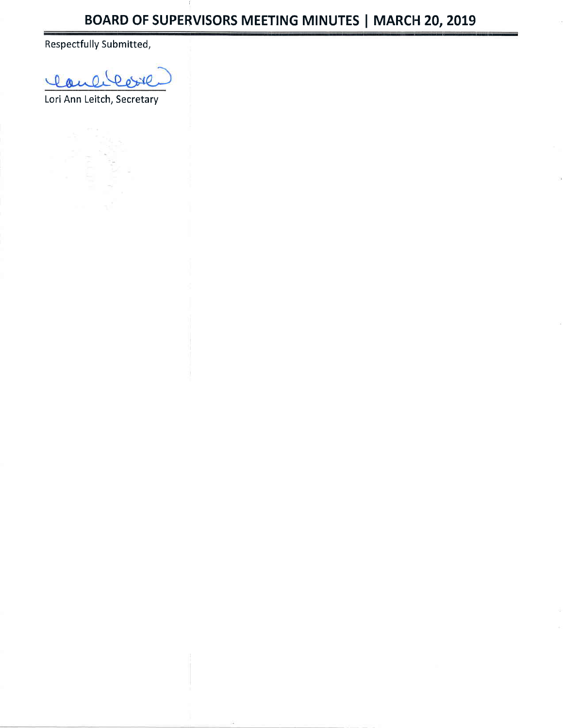Respectfully Submitted,

Lori Ann Leitch, Secretary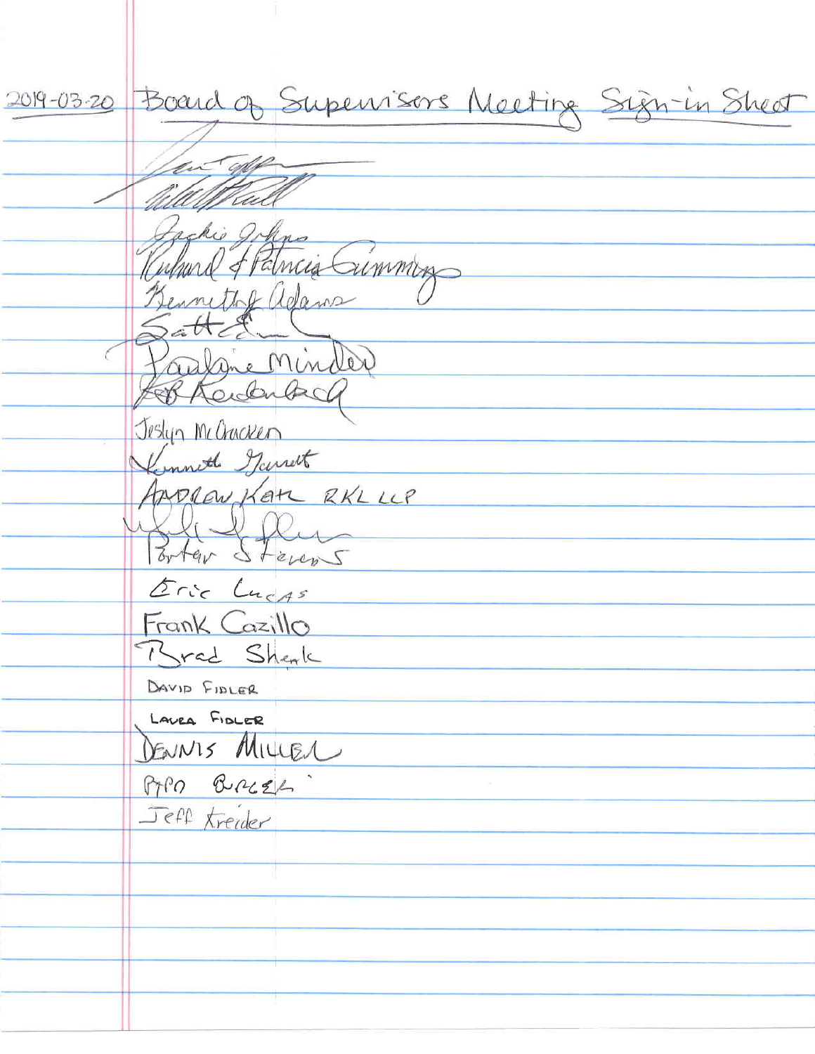2019-03-20 Board of Supervisors Meeting Sign-in Sheet

[illegible signature]

[illegible signature]

Jackie Johns

Richard & Patricia Cummings

Kenneth Adams

[illegible signature]

Pauline Minder

[illegible signature]

Joslyn McCracken

Kenneth Garrett

ANDREW KERR RKL LLP

[illegible signature]

Porter Stevens

Eric Lucas

Frank Cazillo

Brad Shenk

DAVID FIDLER

LAURA FIDLER

DENNIS MILLER

BRAD BURGER

Jeff Kreider